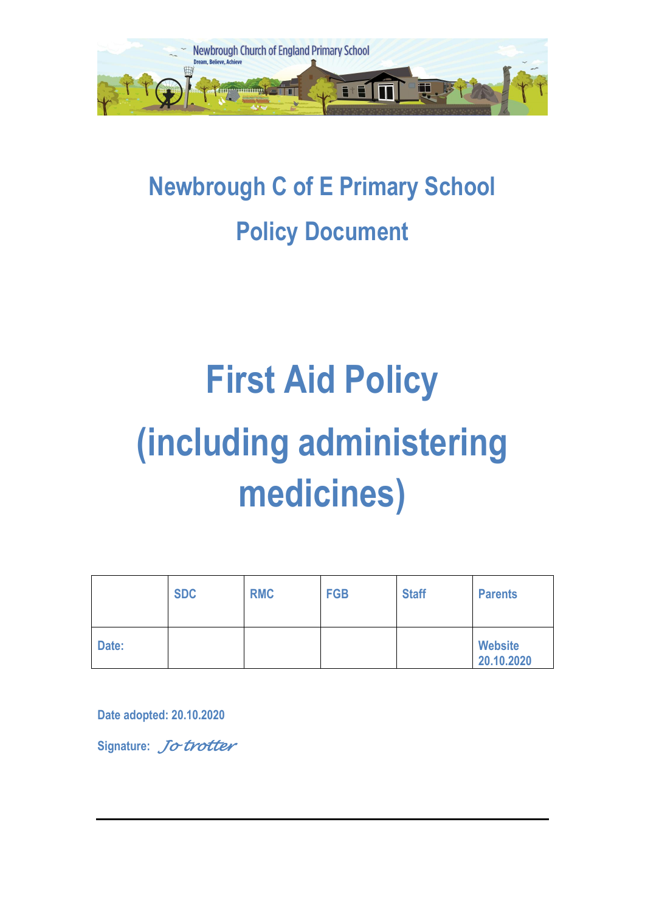# Newbrough C of E Primary School

## Policy Document

# First Aid Policy (including administering medicines)

| | SDC | RMC | FGB | Staff | Parents |
|---|---|---|---|---|---|
| Date: | | | | | Website 20.10.2020 |

**Date adopted: 20.10.2020**

**Signature:** *Jo trotter*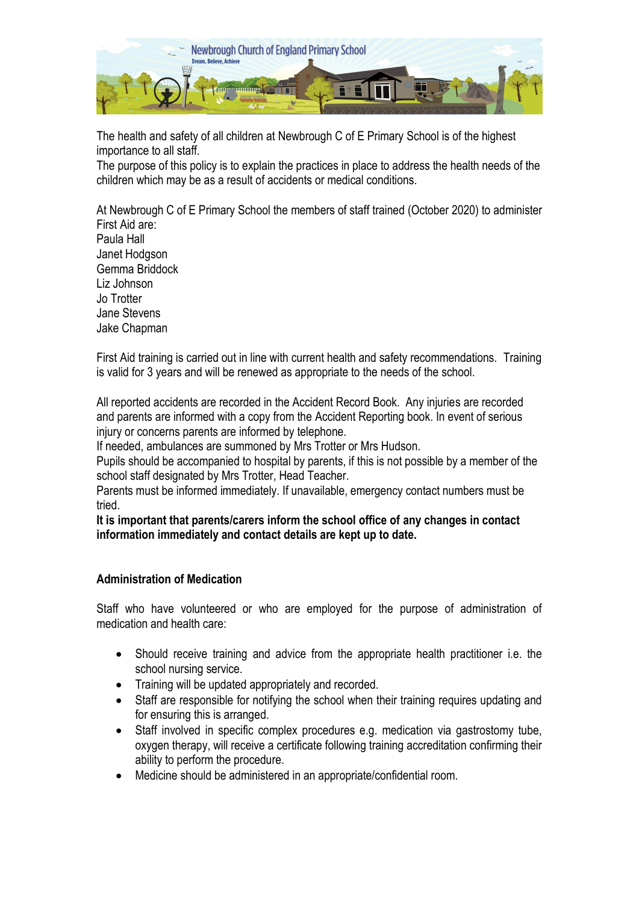The health and safety of all children at Newbrough C of E Primary School is of the highest importance to all staff.
The purpose of this policy is to explain the practices in place to address the health needs of the children which may be as a result of accidents or medical conditions.

At Newbrough C of E Primary School the members of staff trained (October 2020) to administer First Aid are:
Paula Hall
Janet Hodgson
Gemma Briddock
Liz Johnson
Jo Trotter
Jane Stevens
Jake Chapman

First Aid training is carried out in line with current health and safety recommendations. Training is valid for 3 years and will be renewed as appropriate to the needs of the school.

All reported accidents are recorded in the Accident Record Book. Any injuries are recorded and parents are informed with a copy from the Accident Reporting book. In event of serious injury or concerns parents are informed by telephone.
If needed, ambulances are summoned by Mrs Trotter or Mrs Hudson.
Pupils should be accompanied to hospital by parents, if this is not possible by a member of the school staff designated by Mrs Trotter, Head Teacher.
Parents must be informed immediately. If unavailable, emergency contact numbers must be tried.
**It is important that parents/carers inform the school office of any changes in contact information immediately and contact details are kept up to date.**

**Administration of Medication**

Staff who have volunteered or who are employed for the purpose of administration of medication and health care:

- Should receive training and advice from the appropriate health practitioner i.e. the school nursing service.
- Training will be updated appropriately and recorded.
- Staff are responsible for notifying the school when their training requires updating and for ensuring this is arranged.
- Staff involved in specific complex procedures e.g. medication via gastrostomy tube, oxygen therapy, will receive a certificate following training accreditation confirming their ability to perform the procedure.
- Medicine should be administered in an appropriate/confidential room.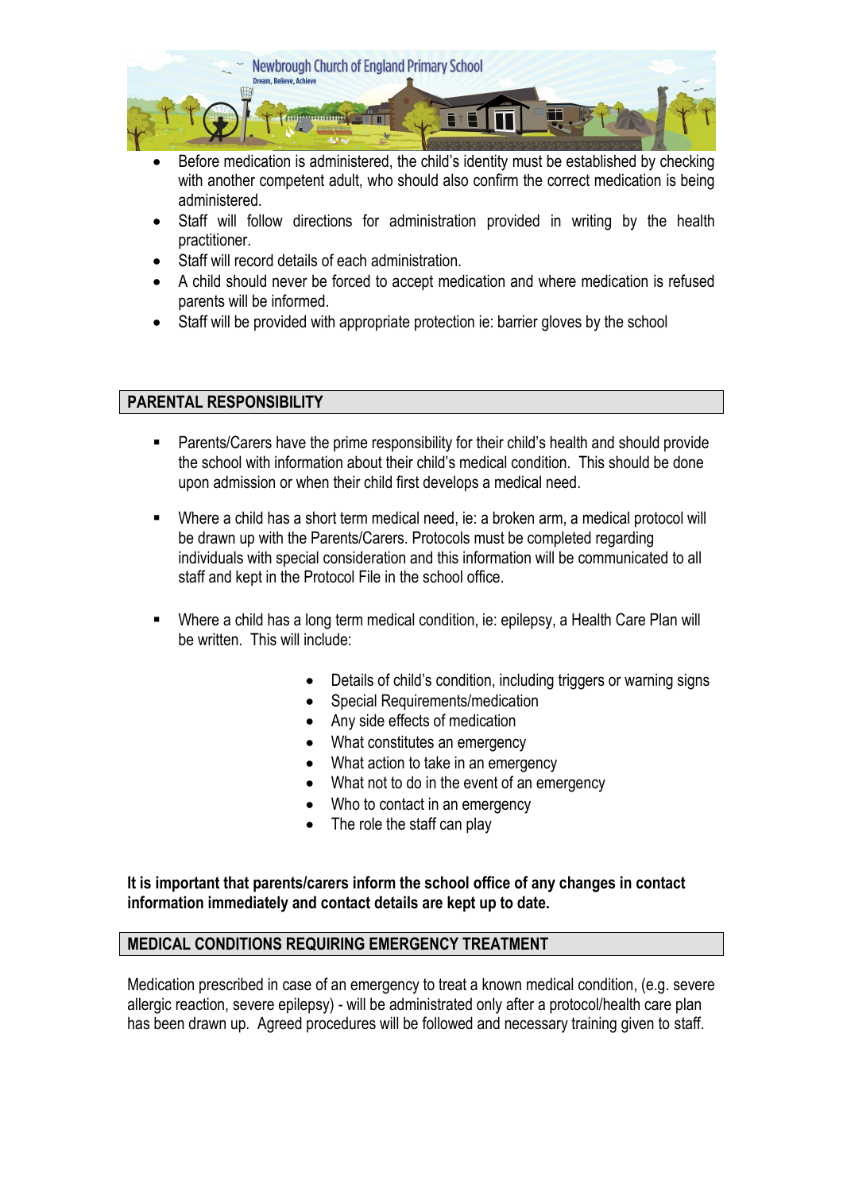- Before medication is administered, the child's identity must be established by checking with another competent adult, who should also confirm the correct medication is being administered.
- Staff will follow directions for administration provided in writing by the health practitioner.
- Staff will record details of each administration.
- A child should never be forced to accept medication and where medication is refused parents will be informed.
- Staff will be provided with appropriate protection ie: barrier gloves by the school

## PARENTAL RESPONSIBILITY

- Parents/Carers have the prime responsibility for their child's health and should provide the school with information about their child's medical condition. This should be done upon admission or when their child first develops a medical need.

- Where a child has a short term medical need, ie: a broken arm, a medical protocol will be drawn up with the Parents/Carers. Protocols must be completed regarding individuals with special consideration and this information will be communicated to all staff and kept in the Protocol File in the school office.

- Where a child has a long term medical condition, ie: epilepsy, a Health Care Plan will be written. This will include:

  - Details of child's condition, including triggers or warning signs
  - Special Requirements/medication
  - Any side effects of medication
  - What constitutes an emergency
  - What action to take in an emergency
  - What not to do in the event of an emergency
  - Who to contact in an emergency
  - The role the staff can play

**It is important that parents/carers inform the school office of any changes in contact information immediately and contact details are kept up to date.**

## MEDICAL CONDITIONS REQUIRING EMERGENCY TREATMENT

Medication prescribed in case of an emergency to treat a known medical condition, (e.g. severe allergic reaction, severe epilepsy) - will be administrated only after a protocol/health care plan has been drawn up. Agreed procedures will be followed and necessary training given to staff.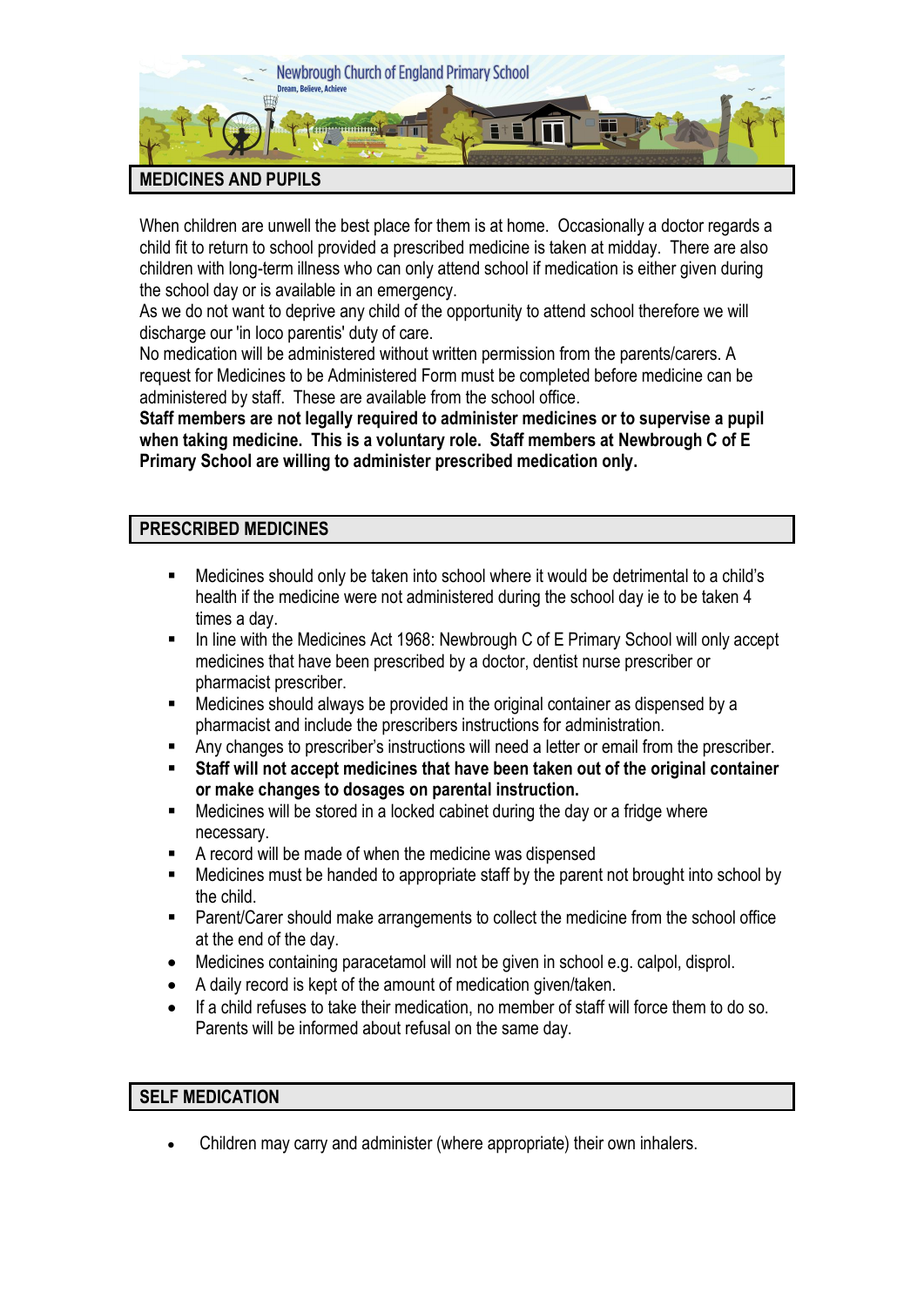## MEDICINES AND PUPILS

When children are unwell the best place for them is at home. Occasionally a doctor regards a child fit to return to school provided a prescribed medicine is taken at midday. There are also children with long-term illness who can only attend school if medication is either given during the school day or is available in an emergency.
As we do not want to deprive any child of the opportunity to attend school therefore we will discharge our 'in loco parentis' duty of care.
No medication will be administered without written permission from the parents/carers. A request for Medicines to be Administered Form must be completed before medicine can be administered by staff. These are available from the school office.
**Staff members are not legally required to administer medicines or to supervise a pupil when taking medicine. This is a voluntary role. Staff members at Newbrough C of E Primary School are willing to administer prescribed medication only.**

## PRESCRIBED MEDICINES

- Medicines should only be taken into school where it would be detrimental to a child's health if the medicine were not administered during the school day ie to be taken 4 times a day.
- In line with the Medicines Act 1968: Newbrough C of E Primary School will only accept medicines that have been prescribed by a doctor, dentist nurse prescriber or pharmacist prescriber.
- Medicines should always be provided in the original container as dispensed by a pharmacist and include the prescribers instructions for administration.
- Any changes to prescriber's instructions will need a letter or email from the prescriber.
- **Staff will not accept medicines that have been taken out of the original container or make changes to dosages on parental instruction.**
- Medicines will be stored in a locked cabinet during the day or a fridge where necessary.
- A record will be made of when the medicine was dispensed
- Medicines must be handed to appropriate staff by the parent not brought into school by the child.
- Parent/Carer should make arrangements to collect the medicine from the school office at the end of the day.
- Medicines containing paracetamol will not be given in school e.g. calpol, disprol.
- A daily record is kept of the amount of medication given/taken.
- If a child refuses to take their medication, no member of staff will force them to do so. Parents will be informed about refusal on the same day.

## SELF MEDICATION

- Children may carry and administer (where appropriate) their own inhalers.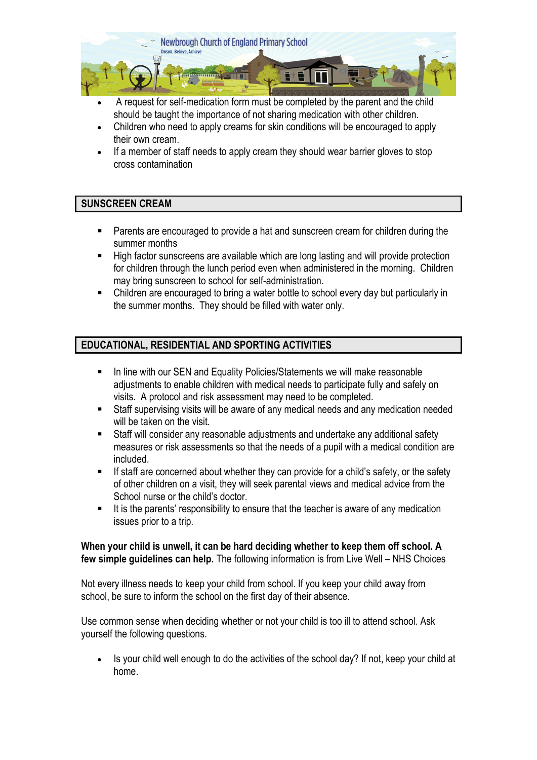- A request for self-medication form must be completed by the parent and the child should be taught the importance of not sharing medication with other children.
- Children who need to apply creams for skin conditions will be encouraged to apply their own cream.
- If a member of staff needs to apply cream they should wear barrier gloves to stop cross contamination

## SUNSCREEN CREAM

- Parents are encouraged to provide a hat and sunscreen cream for children during the summer months
- High factor sunscreens are available which are long lasting and will provide protection for children through the lunch period even when administered in the morning. Children may bring sunscreen to school for self-administration.
- Children are encouraged to bring a water bottle to school every day but particularly in the summer months. They should be filled with water only.

## EDUCATIONAL, RESIDENTIAL AND SPORTING ACTIVITIES

- In line with our SEN and Equality Policies/Statements we will make reasonable adjustments to enable children with medical needs to participate fully and safely on visits. A protocol and risk assessment may need to be completed.
- Staff supervising visits will be aware of any medical needs and any medication needed will be taken on the visit.
- Staff will consider any reasonable adjustments and undertake any additional safety measures or risk assessments so that the needs of a pupil with a medical condition are included.
- If staff are concerned about whether they can provide for a child's safety, or the safety of other children on a visit, they will seek parental views and medical advice from the School nurse or the child's doctor.
- It is the parents' responsibility to ensure that the teacher is aware of any medication issues prior to a trip.

**When your child is unwell, it can be hard deciding whether to keep them off school. A few simple guidelines can help.** The following information is from Live Well – NHS Choices

Not every illness needs to keep your child from school. If you keep your child away from school, be sure to inform the school on the first day of their absence.

Use common sense when deciding whether or not your child is too ill to attend school. Ask yourself the following questions.

- Is your child well enough to do the activities of the school day? If not, keep your child at home.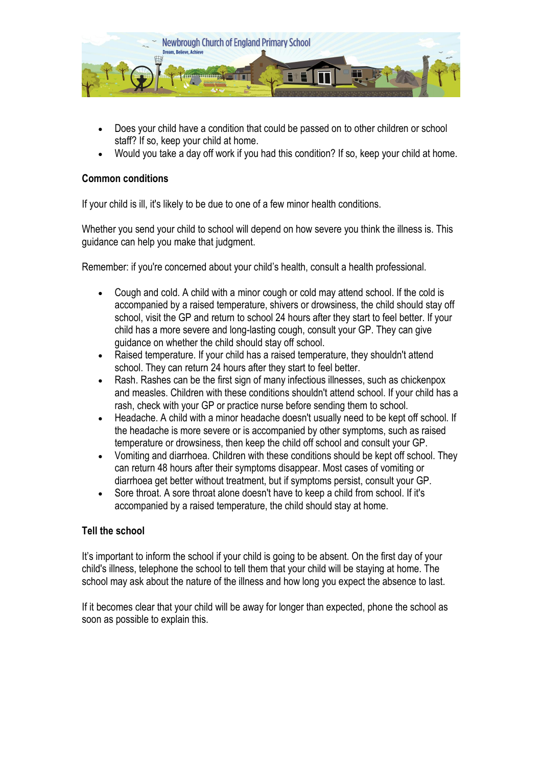- Does your child have a condition that could be passed on to other children or school staff? If so, keep your child at home.
- Would you take a day off work if you had this condition? If so, keep your child at home.

**Common conditions**

If your child is ill, it's likely to be due to one of a few minor health conditions.

Whether you send your child to school will depend on how severe you think the illness is. This guidance can help you make that judgment.

Remember: if you're concerned about your child's health, consult a health professional.

- Cough and cold. A child with a minor cough or cold may attend school. If the cold is accompanied by a raised temperature, shivers or drowsiness, the child should stay off school, visit the GP and return to school 24 hours after they start to feel better. If your child has a more severe and long-lasting cough, consult your GP. They can give guidance on whether the child should stay off school.
- Raised temperature. If your child has a raised temperature, they shouldn't attend school. They can return 24 hours after they start to feel better.
- Rash. Rashes can be the first sign of many infectious illnesses, such as chickenpox and measles. Children with these conditions shouldn't attend school. If your child has a rash, check with your GP or practice nurse before sending them to school.
- Headache. A child with a minor headache doesn't usually need to be kept off school. If the headache is more severe or is accompanied by other symptoms, such as raised temperature or drowsiness, then keep the child off school and consult your GP.
- Vomiting and diarrhoea. Children with these conditions should be kept off school. They can return 48 hours after their symptoms disappear. Most cases of vomiting or diarrhoea get better without treatment, but if symptoms persist, consult your GP.
- Sore throat. A sore throat alone doesn't have to keep a child from school. If it's accompanied by a raised temperature, the child should stay at home.

**Tell the school**

It's important to inform the school if your child is going to be absent. On the first day of your child's illness, telephone the school to tell them that your child will be staying at home. The school may ask about the nature of the illness and how long you expect the absence to last.

If it becomes clear that your child will be away for longer than expected, phone the school as soon as possible to explain this.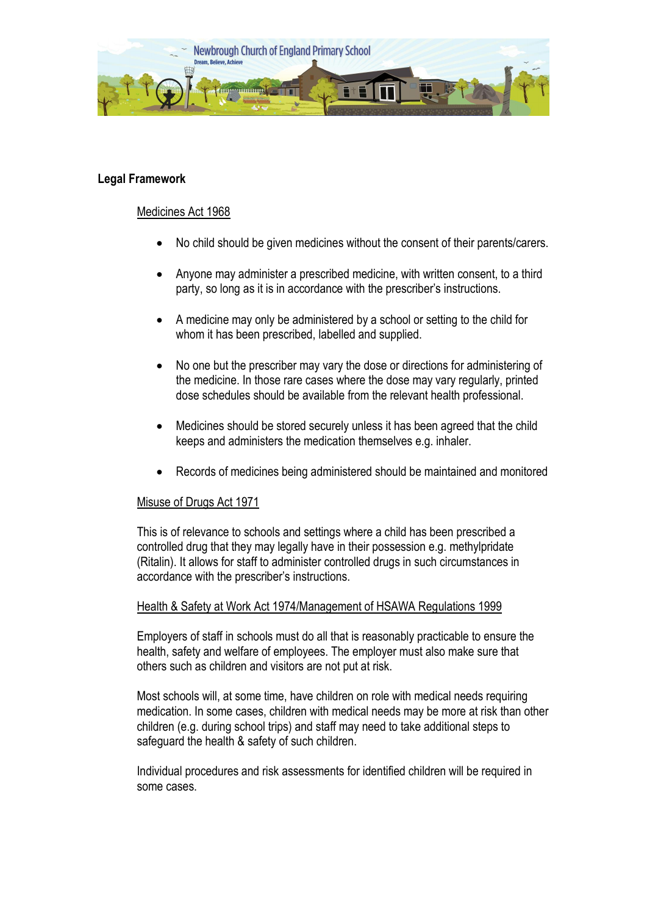**Legal Framework**

Medicines Act 1968

- No child should be given medicines without the consent of their parents/carers.
- Anyone may administer a prescribed medicine, with written consent, to a third party, so long as it is in accordance with the prescriber's instructions.
- A medicine may only be administered by a school or setting to the child for whom it has been prescribed, labelled and supplied.
- No one but the prescriber may vary the dose or directions for administering of the medicine. In those rare cases where the dose may vary regularly, printed dose schedules should be available from the relevant health professional.
- Medicines should be stored securely unless it has been agreed that the child keeps and administers the medication themselves e.g. inhaler.
- Records of medicines being administered should be maintained and monitored

Misuse of Drugs Act 1971

This is of relevance to schools and settings where a child has been prescribed a controlled drug that they may legally have in their possession e.g. methylpridate (Ritalin). It allows for staff to administer controlled drugs in such circumstances in accordance with the prescriber's instructions.

Health & Safety at Work Act 1974/Management of HSAWA Regulations 1999

Employers of staff in schools must do all that is reasonably practicable to ensure the health, safety and welfare of employees. The employer must also make sure that others such as children and visitors are not put at risk.

Most schools will, at some time, have children on role with medical needs requiring medication. In some cases, children with medical needs may be more at risk than other children (e.g. during school trips) and staff may need to take additional steps to safeguard the health & safety of such children.

Individual procedures and risk assessments for identified children will be required in some cases.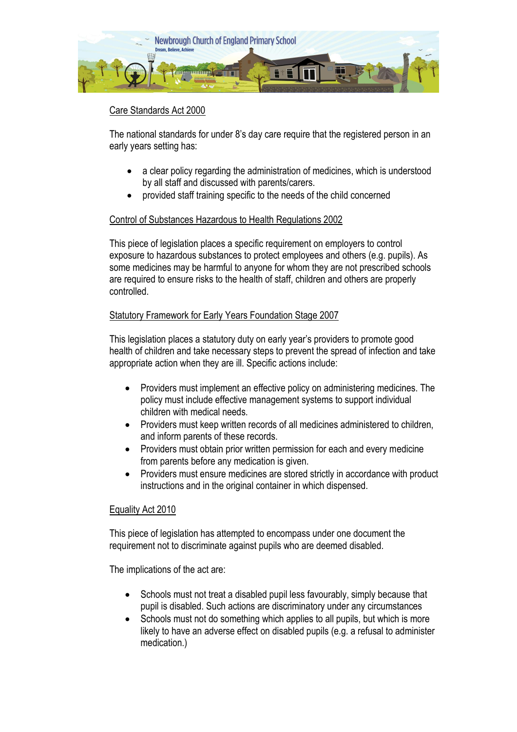Care Standards Act 2000

The national standards for under 8's day care require that the registered person in an early years setting has:

- a clear policy regarding the administration of medicines, which is understood by all staff and discussed with parents/carers.
- provided staff training specific to the needs of the child concerned

Control of Substances Hazardous to Health Regulations 2002

This piece of legislation places a specific requirement on employers to control exposure to hazardous substances to protect employees and others (e.g. pupils). As some medicines may be harmful to anyone for whom they are not prescribed schools are required to ensure risks to the health of staff, children and others are properly controlled.

Statutory Framework for Early Years Foundation Stage 2007

This legislation places a statutory duty on early year's providers to promote good health of children and take necessary steps to prevent the spread of infection and take appropriate action when they are ill. Specific actions include:

- Providers must implement an effective policy on administering medicines. The policy must include effective management systems to support individual children with medical needs.
- Providers must keep written records of all medicines administered to children, and inform parents of these records.
- Providers must obtain prior written permission for each and every medicine from parents before any medication is given.
- Providers must ensure medicines are stored strictly in accordance with product instructions and in the original container in which dispensed.

Equality Act 2010

This piece of legislation has attempted to encompass under one document the requirement not to discriminate against pupils who are deemed disabled.

The implications of the act are:

- Schools must not treat a disabled pupil less favourably, simply because that pupil is disabled. Such actions are discriminatory under any circumstances
- Schools must not do something which applies to all pupils, but which is more likely to have an adverse effect on disabled pupils (e.g. a refusal to administer medication.)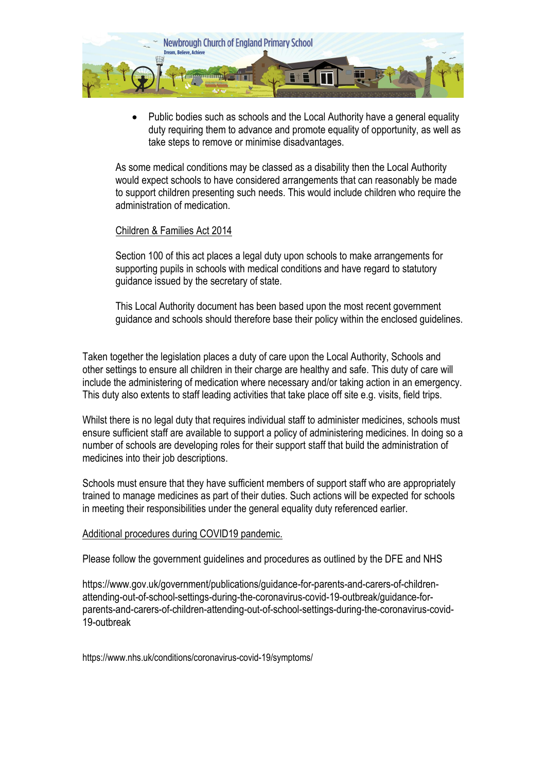- Public bodies such as schools and the Local Authority have a general equality duty requiring them to advance and promote equality of opportunity, as well as take steps to remove or minimise disadvantages.

As some medical conditions may be classed as a disability then the Local Authority would expect schools to have considered arrangements that can reasonably be made to support children presenting such needs. This would include children who require the administration of medication.

Children & Families Act 2014

Section 100 of this act places a legal duty upon schools to make arrangements for supporting pupils in schools with medical conditions and have regard to statutory guidance issued by the secretary of state.

This Local Authority document has been based upon the most recent government guidance and schools should therefore base their policy within the enclosed guidelines.

Taken together the legislation places a duty of care upon the Local Authority, Schools and other settings to ensure all children in their charge are healthy and safe. This duty of care will include the administering of medication where necessary and/or taking action in an emergency. This duty also extents to staff leading activities that take place off site e.g. visits, field trips.

Whilst there is no legal duty that requires individual staff to administer medicines, schools must ensure sufficient staff are available to support a policy of administering medicines. In doing so a number of schools are developing roles for their support staff that build the administration of medicines into their job descriptions.

Schools must ensure that they have sufficient members of support staff who are appropriately trained to manage medicines as part of their duties. Such actions will be expected for schools in meeting their responsibilities under the general equality duty referenced earlier.

Additional procedures during COVID19 pandemic.

Please follow the government guidelines and procedures as outlined by the DFE and NHS

https://www.gov.uk/government/publications/guidance-for-parents-and-carers-of-children-attending-out-of-school-settings-during-the-coronavirus-covid-19-outbreak/guidance-for-parents-and-carers-of-children-attending-out-of-school-settings-during-the-coronavirus-covid-19-outbreak

https://www.nhs.uk/conditions/coronavirus-covid-19/symptoms/